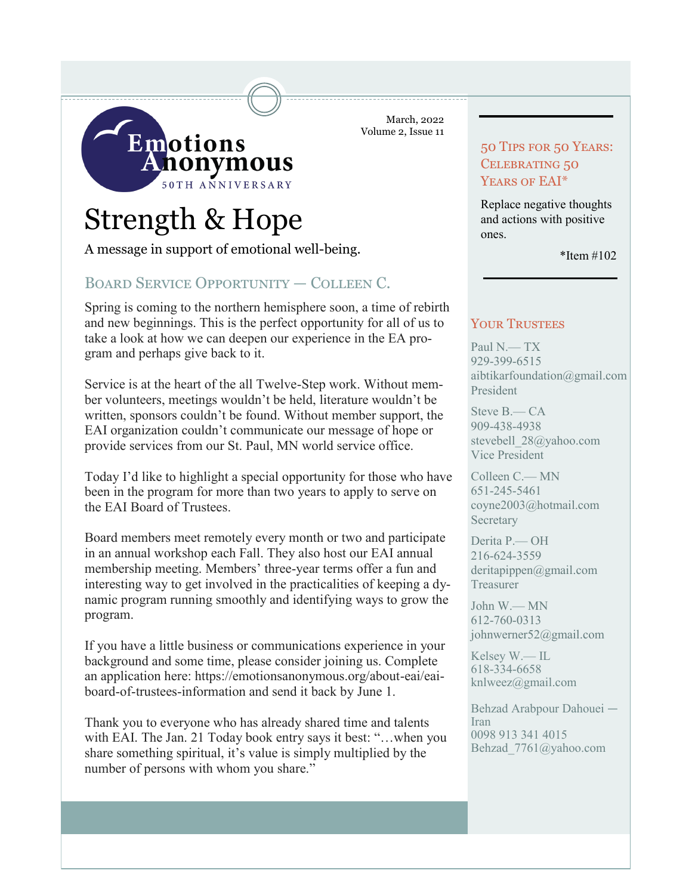Emotions Anonymous
50TH ANNIVERSARY

March, 2022
Volume 2, Issue 11

# Strength & Hope

A message in support of emotional well-being.

## Board Service Opportunity — Colleen C.

Spring is coming to the northern hemisphere soon, a time of rebirth and new beginnings. This is the perfect opportunity for all of us to take a look at how we can deepen our experience in the EA program and perhaps give back to it.

Service is at the heart of the all Twelve-Step work. Without member volunteers, meetings wouldn't be held, literature wouldn't be written, sponsors couldn't be found. Without member support, the EAI organization couldn't communicate our message of hope or provide services from our St. Paul, MN world service office.

Today I'd like to highlight a special opportunity for those who have been in the program for more than two years to apply to serve on the EAI Board of Trustees.

Board members meet remotely every month or two and participate in an annual workshop each Fall. They also host our EAI annual membership meeting. Members' three-year terms offer a fun and interesting way to get involved in the practicalities of keeping a dynamic program running smoothly and identifying ways to grow the program.

If you have a little business or communications experience in your background and some time, please consider joining us. Complete an application here: https://emotionsanonymous.org/about-eai/eai-board-of-trustees-information and send it back by June 1.

Thank you to everyone who has already shared time and talents with EAI. The Jan. 21 Today book entry says it best: "…when you share something spiritual, it's value is simply multiplied by the number of persons with whom you share."

## 50 Tips for 50 Years: Celebrating 50 Years of EAI*

Replace negative thoughts and actions with positive ones.

*Item #102

## Your Trustees

Paul N.— TX
929-399-6515
aibtikarfoundation@gmail.com
President

Steve B.— CA
909-438-4938
stevebell_28@yahoo.com
Vice President

Colleen C.— MN
651-245-5461
coyne2003@hotmail.com
Secretary

Derita P.— OH
216-624-3559
deritapippen@gmail.com
Treasurer

John W.— MN
612-760-0313
johnwerner52@gmail.com

Kelsey W.— IL
618-334-6658
knlweez@gmail.com

Behzad Arabpour Dahouei — Iran
0098 913 341 4015
Behzad_7761@yahoo.com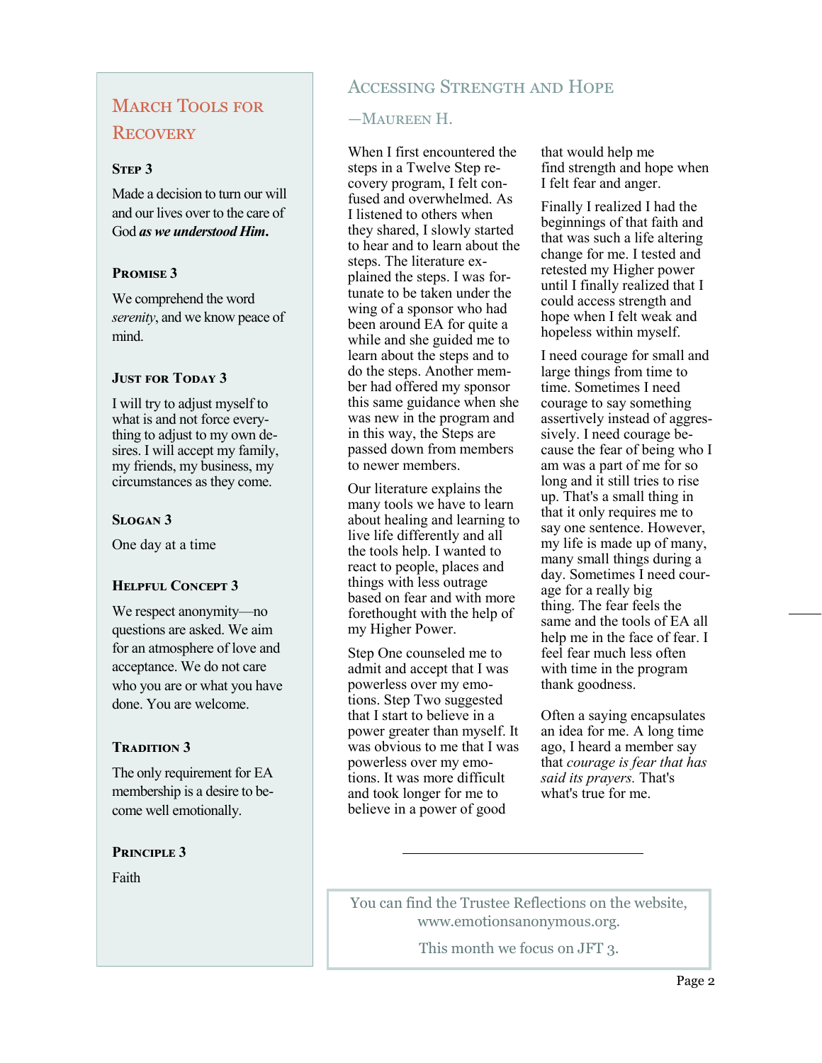## March Tools for Recovery

### Step 3

Made a decision to turn our will and our lives over to the care of God ***as we understood Him*.**

### Promise 3

We comprehend the word *serenity*, and we know peace of mind.

### Just for Today 3

I will try to adjust myself to what is and not force everything to adjust to my own desires. I will accept my family, my friends, my business, my circumstances as they come.

### Slogan 3

One day at a time

### Helpful Concept 3

We respect anonymity—no questions are asked. We aim for an atmosphere of love and acceptance. We do not care who you are or what you have done. You are welcome.

### Tradition 3

The only requirement for EA membership is a desire to become well emotionally.

### Principle 3

Faith

## Accessing Strength and Hope

—Maureen H.

When I first encountered the steps in a Twelve Step recovery program, I felt confused and overwhelmed. As I listened to others when they shared, I slowly started to hear and to learn about the steps. The literature explained the steps. I was fortunate to be taken under the wing of a sponsor who had been around EA for quite a while and she guided me to learn about the steps and to do the steps. Another member had offered my sponsor this same guidance when she was new in the program and in this way, the Steps are passed down from members to newer members.

Our literature explains the many tools we have to learn about healing and learning to live life differently and all the tools help. I wanted to react to people, places and things with less outrage based on fear and with more forethought with the help of my Higher Power.

Step One counseled me to admit and accept that I was powerless over my emotions. Step Two suggested that I start to believe in a power greater than myself. It was obvious to me that I was powerless over my emotions. It was more difficult and took longer for me to believe in a power of good that would help me find strength and hope when I felt fear and anger.

Finally I realized I had the beginnings of that faith and that was such a life altering change for me. I tested and retested my Higher power until I finally realized that I could access strength and hope when I felt weak and hopeless within myself.

I need courage for small and large things from time to time. Sometimes I need courage to say something assertively instead of aggressively. I need courage because the fear of being who I am was a part of me for so long and it still tries to rise up. That's a small thing in that it only requires me to say one sentence. However, my life is made up of many, many small things during a day. Sometimes I need courage for a really big thing. The fear feels the same and the tools of EA all help me in the face of fear. I feel fear much less often with time in the program thank goodness.

Often a saying encapsulates an idea for me. A long time ago, I heard a member say that *courage is fear that has said its prayers.* That's what's true for me.

---

You can find the Trustee Reflections on the website, www.emotionsanonymous.org.

This month we focus on JFT 3.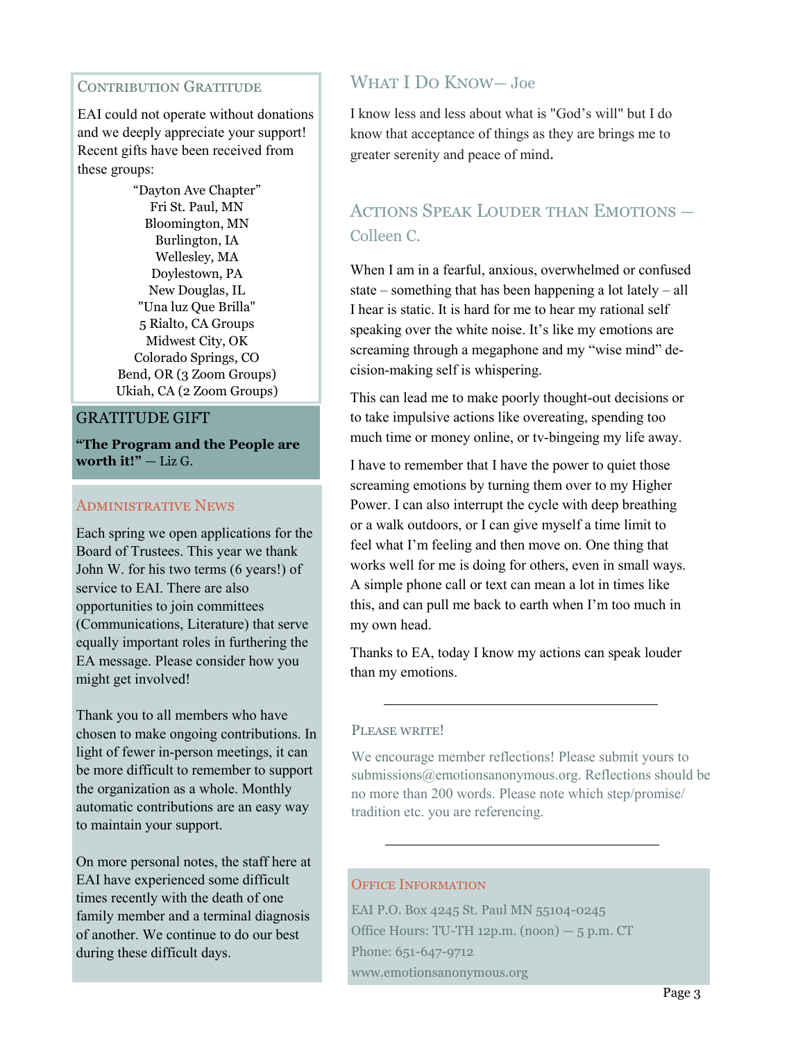## Contribution Gratitude

EAI could not operate without donations and we deeply appreciate your support! Recent gifts have been received from these groups:

"Dayton Ave Chapter"
Fri St. Paul, MN
Bloomington, MN
Burlington, IA
Wellesley, MA
Doylestown, PA
New Douglas, IL
"Una luz Que Brilla"
5 Rialto, CA Groups
Midwest City, OK
Colorado Springs, CO
Bend, OR (3 Zoom Groups)
Ukiah, CA (2 Zoom Groups)

## GRATITUDE GIFT

**"The Program and the People are worth it!"** — Liz G.

## Administrative News

Each spring we open applications for the Board of Trustees. This year we thank John W. for his two terms (6 years!) of service to EAI. There are also opportunities to join committees (Communications, Literature) that serve equally important roles in furthering the EA message. Please consider how you might get involved!

Thank you to all members who have chosen to make ongoing contributions. In light of fewer in-person meetings, it can be more difficult to remember to support the organization as a whole. Monthly automatic contributions are an easy way to maintain your support.

On more personal notes, the staff here at EAI have experienced some difficult times recently with the death of one family member and a terminal diagnosis of another. We continue to do our best during these difficult days.

## What I Do Know— Joe

I know less and less about what is "God's will" but I do know that acceptance of things as they are brings me to greater serenity and peace of mind.

## Actions Speak Louder than Emotions — Colleen C.

When I am in a fearful, anxious, overwhelmed or confused state – something that has been happening a lot lately – all I hear is static. It is hard for me to hear my rational self speaking over the white noise. It's like my emotions are screaming through a megaphone and my "wise mind" decision-making self is whispering.

This can lead me to make poorly thought-out decisions or to take impulsive actions like overeating, spending too much time or money online, or tv-bingeing my life away.

I have to remember that I have the power to quiet those screaming emotions by turning them over to my Higher Power. I can also interrupt the cycle with deep breathing or a walk outdoors, or I can give myself a time limit to feel what I'm feeling and then move on. One thing that works well for me is doing for others, even in small ways. A simple phone call or text can mean a lot in times like this, and can pull me back to earth when I'm too much in my own head.

Thanks to EA, today I know my actions can speak louder than my emotions.

---

## Please write!

We encourage member reflections! Please submit yours to submissions@emotionsanonymous.org. Reflections should be no more than 200 words. Please note which step/promise/tradition etc. you are referencing.

---

## Office Information

EAI P.O. Box 4245 St. Paul MN 55104-0245
Office Hours: TU-TH 12p.m. (noon) — 5 p.m. CT
Phone: 651-647-9712
www.emotionsanonymous.org